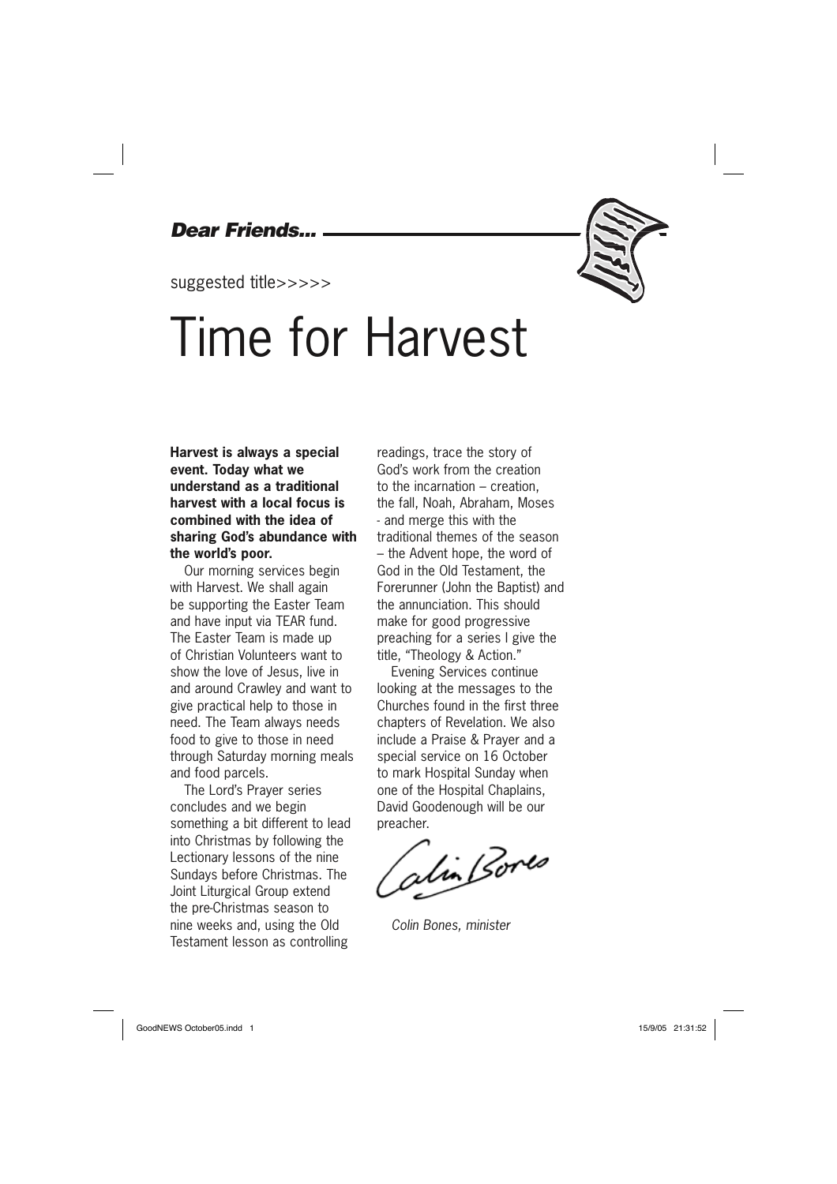***Dear Friends...***

suggested title>>>>>

# Time for Harvest

**Harvest is always a special event. Today what we understand as a traditional harvest with a local focus is combined with the idea of sharing God's abundance with the world's poor.**

Our morning services begin with Harvest. We shall again be supporting the Easter Team and have input via TEAR fund. The Easter Team is made up of Christian Volunteers want to show the love of Jesus, live in and around Crawley and want to give practical help to those in need. The Team always needs food to give to those in need through Saturday morning meals and food parcels.

The Lord's Prayer series concludes and we begin something a bit different to lead into Christmas by following the Lectionary lessons of the nine Sundays before Christmas. The Joint Liturgical Group extend the pre-Christmas season to nine weeks and, using the Old Testament lesson as controlling readings, trace the story of God's work from the creation to the incarnation – creation, the fall, Noah, Abraham, Moses - and merge this with the traditional themes of the season – the Advent hope, the word of God in the Old Testament, the Forerunner (John the Baptist) and the annunciation. This should make for good progressive preaching for a series I give the title, "Theology & Action."

Evening Services continue looking at the messages to the Churches found in the first three chapters of Revelation. We also include a Praise & Prayer and a special service on 16 October to mark Hospital Sunday when one of the Hospital Chaplains, David Goodenough will be our preacher.

Colin Bones

*Colin Bones, minister*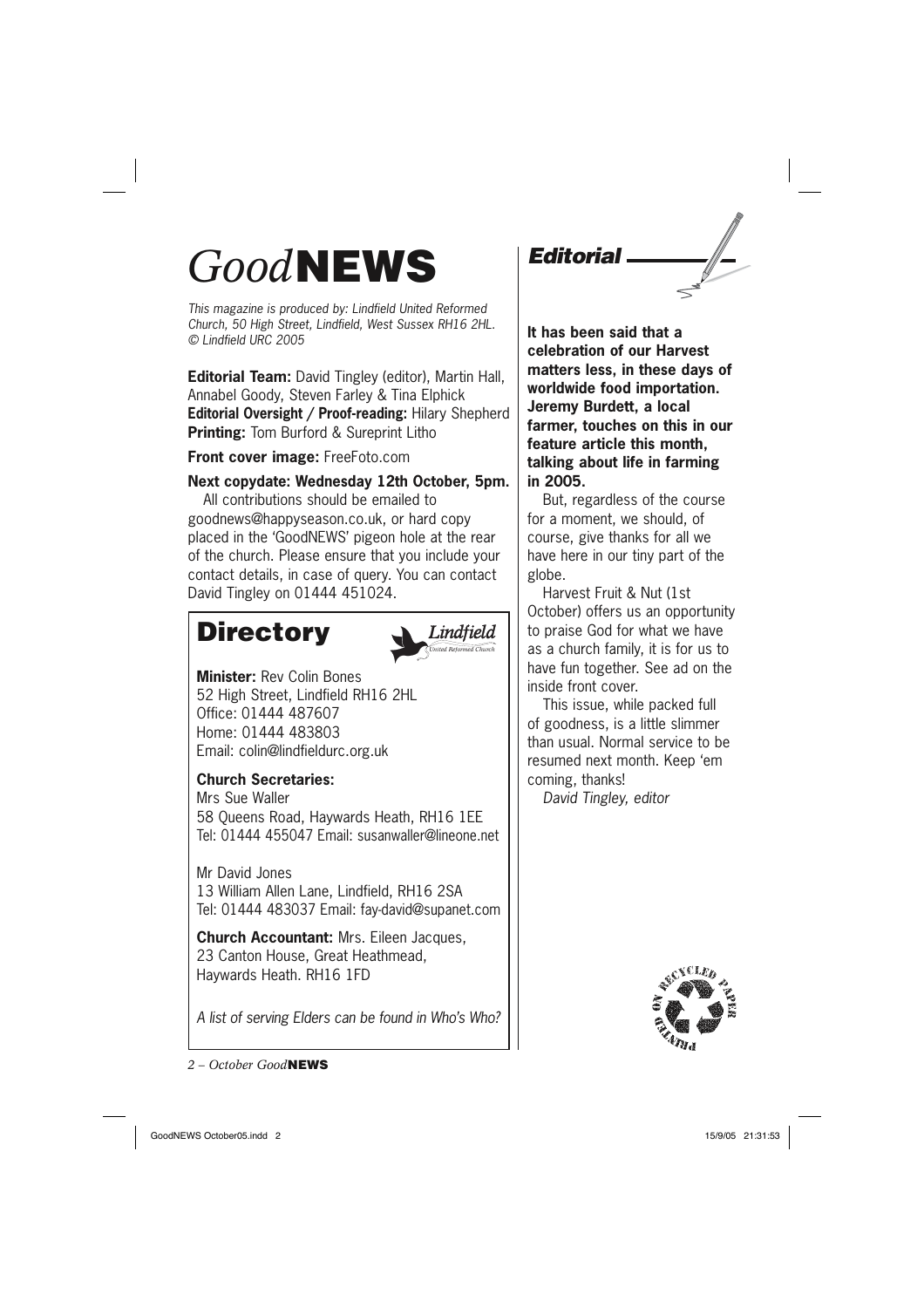# *Good*NEWS

*This magazine is produced by: Lindfield United Reformed Church, 50 High Street, Lindfield, West Sussex RH16 2HL. © Lindfield URC 2005*

**Editorial Team:** David Tingley (editor), Martin Hall, Annabel Goody, Steven Farley & Tina Elphick
**Editorial Oversight / Proof-reading:** Hilary Shepherd
**Printing:** Tom Burford & Sureprint Litho

**Front cover image:** FreeFoto.com

**Next copydate: Wednesday 12th October, 5pm.**

All contributions should be emailed to goodnews@happyseason.co.uk, or hard copy placed in the 'GoodNEWS' pigeon hole at the rear of the church. Please ensure that you include your contact details, in case of query. You can contact David Tingley on 01444 451024.

## Directory

**Minister:** Rev Colin Bones
52 High Street, Lindfield RH16 2HL
Office: 01444 487607
Home: 01444 483803
Email: colin@lindfieldurc.org.uk

**Church Secretaries:**
Mrs Sue Waller
58 Queens Road, Haywards Heath, RH16 1EE
Tel: 01444 455047 Email: susanwaller@lineone.net

Mr David Jones
13 William Allen Lane, Lindfield, RH16 2SA
Tel: 01444 483037 Email: fay-david@supanet.com

**Church Accountant:** Mrs. Eileen Jacques, 23 Canton House, Great Heathmead, Haywards Heath. RH16 1FD

*A list of serving Elders can be found in Who's Who?*

## Editorial

**It has been said that a celebration of our Harvest matters less, in these days of worldwide food importation. Jeremy Burdett, a local farmer, touches on this in our feature article this month, talking about life in farming in 2005.**

But, regardless of the course for a moment, we should, of course, give thanks for all we have here in our tiny part of the globe.

Harvest Fruit & Nut (1st October) offers us an opportunity to praise God for what we have as a church family, it is for us to have fun together. See ad on the inside front cover.

This issue, while packed full of goodness, is a little slimmer than usual. Normal service to be resumed next month. Keep 'em coming, thanks!

*David Tingley, editor*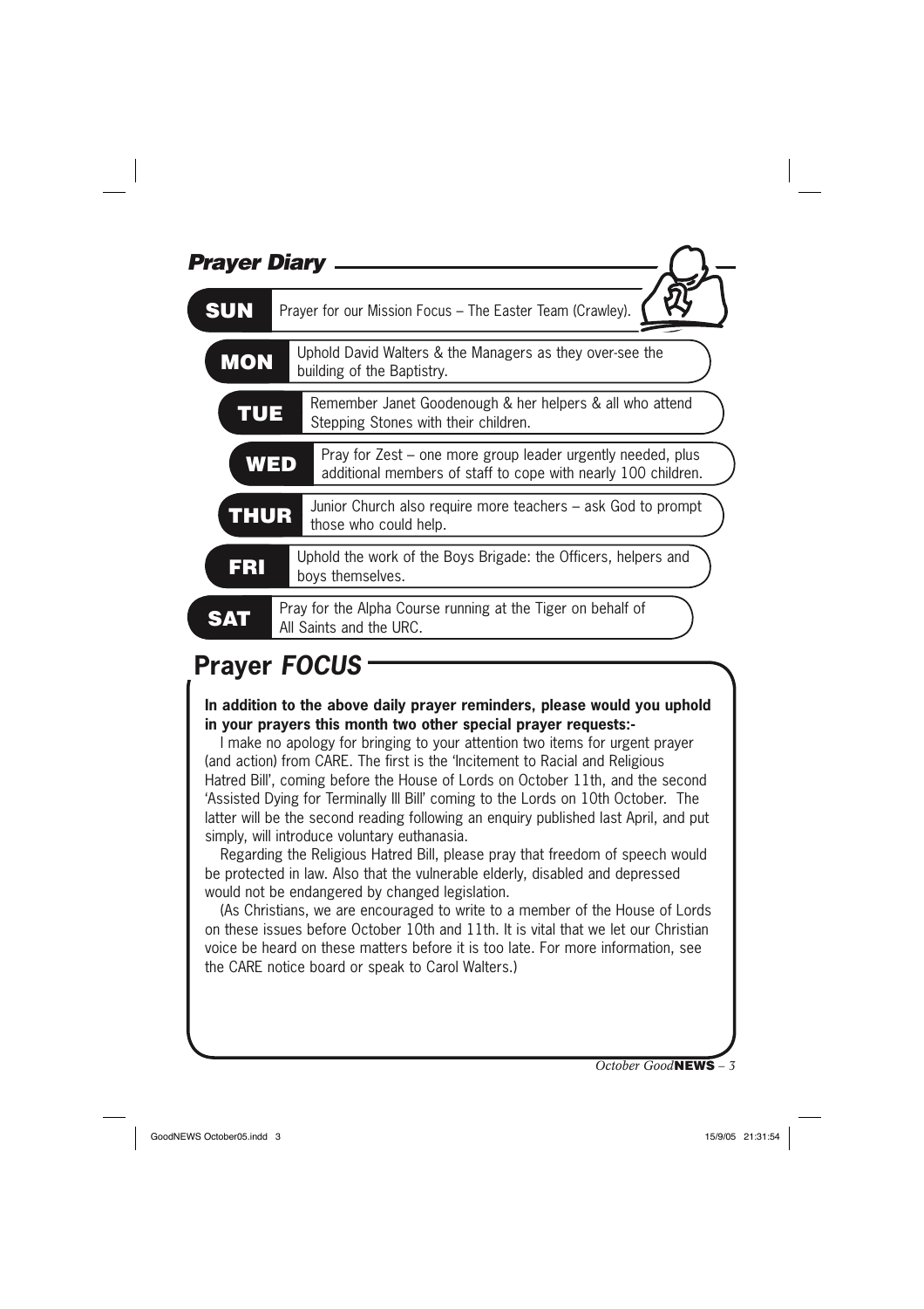## *Prayer Diary*

**SUN** Prayer for our Mission Focus – The Easter Team (Crawley).

**MON** Uphold David Walters & the Managers as they over-see the building of the Baptistry.

**TUE** Remember Janet Goodenough & her helpers & all who attend Stepping Stones with their children.

**WED** Pray for Zest – one more group leader urgently needed, plus additional members of staff to cope with nearly 100 children.

**THUR** Junior Church also require more teachers – ask God to prompt those who could help.

**FRI** Uphold the work of the Boys Brigade: the Officers, helpers and boys themselves.

**SAT** Pray for the Alpha Course running at the Tiger on behalf of All Saints and the URC.

## Prayer *FOCUS*

**In addition to the above daily prayer reminders, please would you uphold in your prayers this month two other special prayer requests:-**

I make no apology for bringing to your attention two items for urgent prayer (and action) from CARE. The first is the 'Incitement to Racial and Religious Hatred Bill', coming before the House of Lords on October 11th, and the second 'Assisted Dying for Terminally Ill Bill' coming to the Lords on 10th October. The latter will be the second reading following an enquiry published last April, and put simply, will introduce voluntary euthanasia.

Regarding the Religious Hatred Bill, please pray that freedom of speech would be protected in law. Also that the vulnerable elderly, disabled and depressed would not be endangered by changed legislation.

(As Christians, we are encouraged to write to a member of the House of Lords on these issues before October 10th and 11th. It is vital that we let our Christian voice be heard on these matters before it is too late. For more information, see the CARE notice board or speak to Carol Walters.)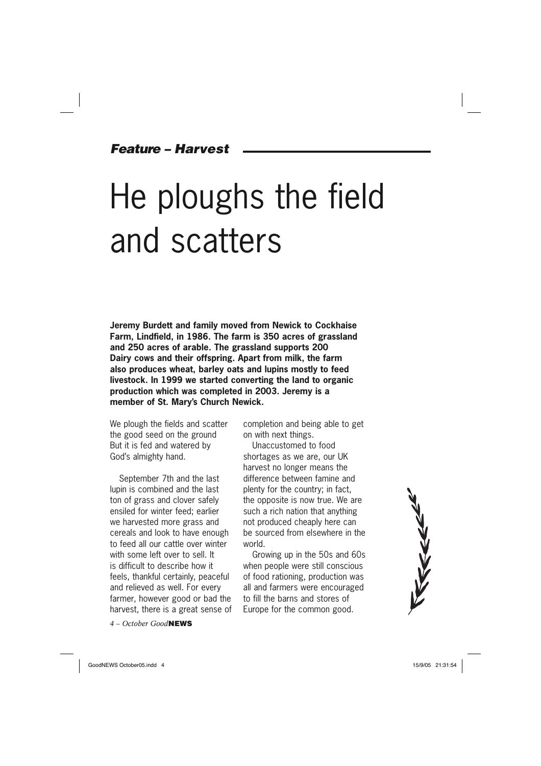*Feature – Harvest*

# He ploughs the field and scatters

**Jeremy Burdett and family moved from Newick to Cockhaise Farm, Lindfield, in 1986. The farm is 350 acres of grassland and 250 acres of arable. The grassland supports 200 Dairy cows and their offspring. Apart from milk, the farm also produces wheat, barley oats and lupins mostly to feed livestock. In 1999 we started converting the land to organic production which was completed in 2003. Jeremy is a member of St. Mary's Church Newick.**

We plough the fields and scatter
the good seed on the ground
But it is fed and watered by
God's almighty hand.

September 7th and the last lupin is combined and the last ton of grass and clover safely ensiled for winter feed; earlier we harvested more grass and cereals and look to have enough to feed all our cattle over winter with some left over to sell. It is difficult to describe how it feels, thankful certainly, peaceful and relieved as well. For every farmer, however good or bad the harvest, there is a great sense of completion and being able to get on with next things.

Unaccustomed to food shortages as we are, our UK harvest no longer means the difference between famine and plenty for the country; in fact, the opposite is now true. We are such a rich nation that anything not produced cheaply here can be sourced from elsewhere in the world.

Growing up in the 50s and 60s when people were still conscious of food rationing, production was all and farmers were encouraged to fill the barns and stores of Europe for the common good.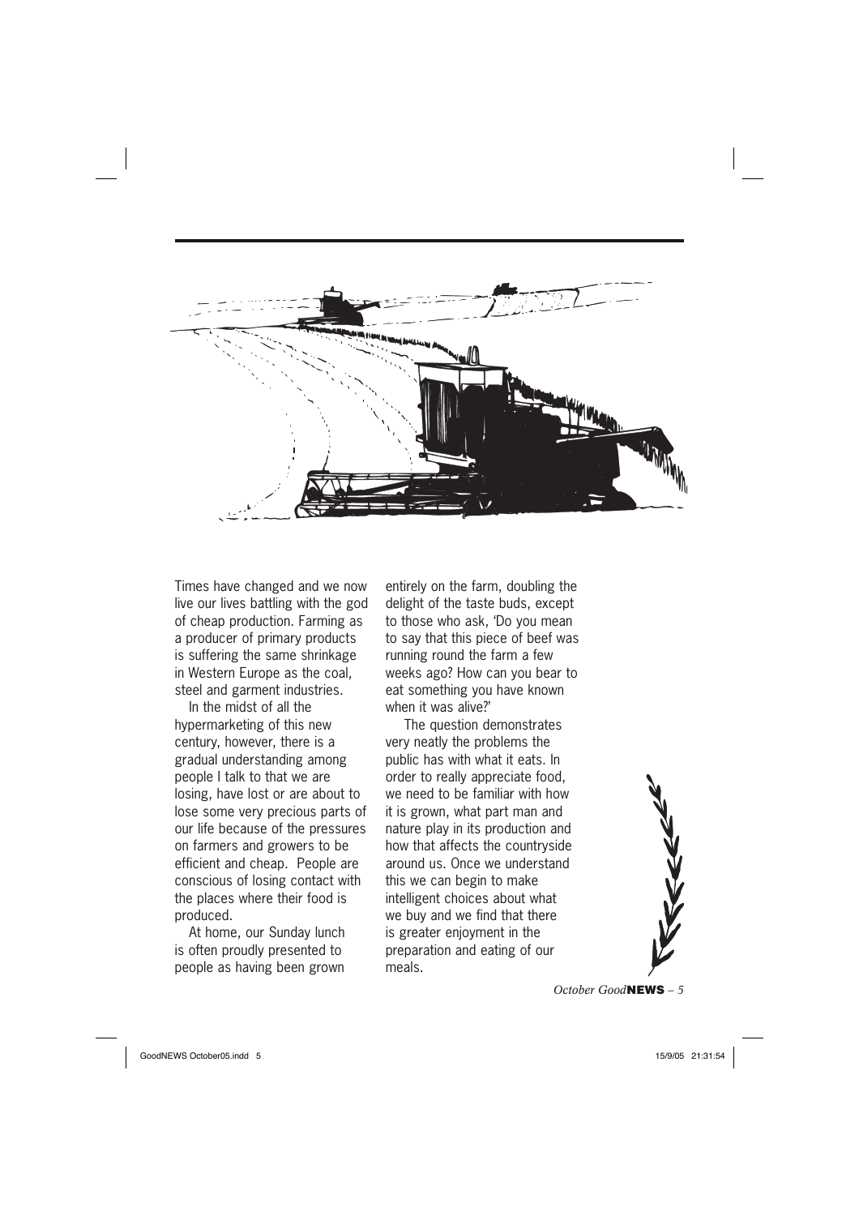Times have changed and we now live our lives battling with the god of cheap production. Farming as a producer of primary products is suffering the same shrinkage in Western Europe as the coal, steel and garment industries.

In the midst of all the hypermarketing of this new century, however, there is a gradual understanding among people I talk to that we are losing, have lost or are about to lose some very precious parts of our life because of the pressures on farmers and growers to be efficient and cheap. People are conscious of losing contact with the places where their food is produced.

At home, our Sunday lunch is often proudly presented to people as having been grown entirely on the farm, doubling the delight of the taste buds, except to those who ask, 'Do you mean to say that this piece of beef was running round the farm a few weeks ago? How can you bear to eat something you have known when it was alive?'

The question demonstrates very neatly the problems the public has with what it eats. In order to really appreciate food, we need to be familiar with how it is grown, what part man and nature play in its production and how that affects the countryside around us. Once we understand this we can begin to make intelligent choices about what we buy and we find that there is greater enjoyment in the preparation and eating of our meals.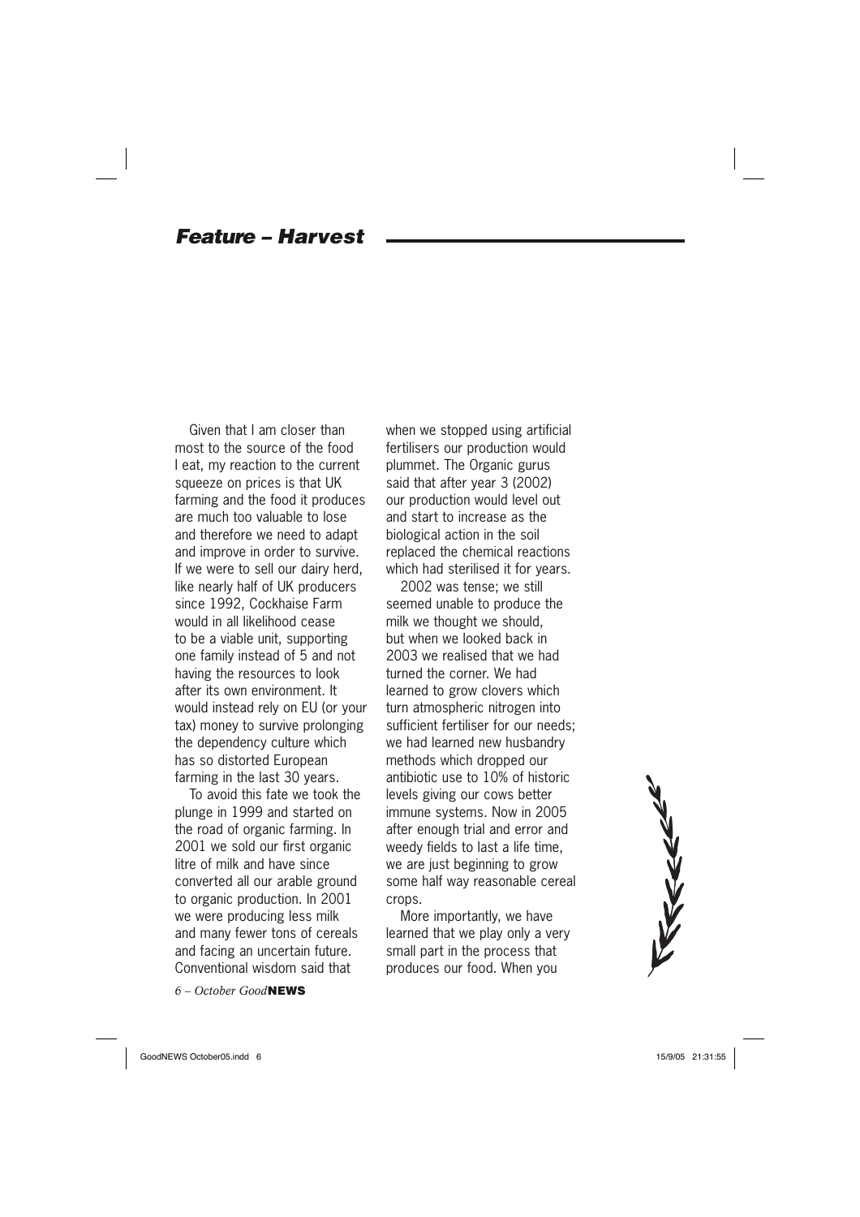## *Feature – Harvest*

Given that I am closer than most to the source of the food I eat, my reaction to the current squeeze on prices is that UK farming and the food it produces are much too valuable to lose and therefore we need to adapt and improve in order to survive. If we were to sell our dairy herd, like nearly half of UK producers since 1992, Cockhaise Farm would in all likelihood cease to be a viable unit, supporting one family instead of 5 and not having the resources to look after its own environment. It would instead rely on EU (or your tax) money to survive prolonging the dependency culture which has so distorted European farming in the last 30 years.

To avoid this fate we took the plunge in 1999 and started on the road of organic farming. In 2001 we sold our first organic litre of milk and have since converted all our arable ground to organic production. In 2001 we were producing less milk and many fewer tons of cereals and facing an uncertain future. Conventional wisdom said that when we stopped using artificial fertilisers our production would plummet. The Organic gurus said that after year 3 (2002) our production would level out and start to increase as the biological action in the soil replaced the chemical reactions which had sterilised it for years.

2002 was tense; we still seemed unable to produce the milk we thought we should, but when we looked back in 2003 we realised that we had turned the corner. We had learned to grow clovers which turn atmospheric nitrogen into sufficient fertiliser for our needs; we had learned new husbandry methods which dropped our antibiotic use to 10% of historic levels giving our cows better immune systems. Now in 2005 after enough trial and error and weedy fields to last a life time, we are just beginning to grow some half way reasonable cereal crops.

More importantly, we have learned that we play only a very small part in the process that produces our food. When you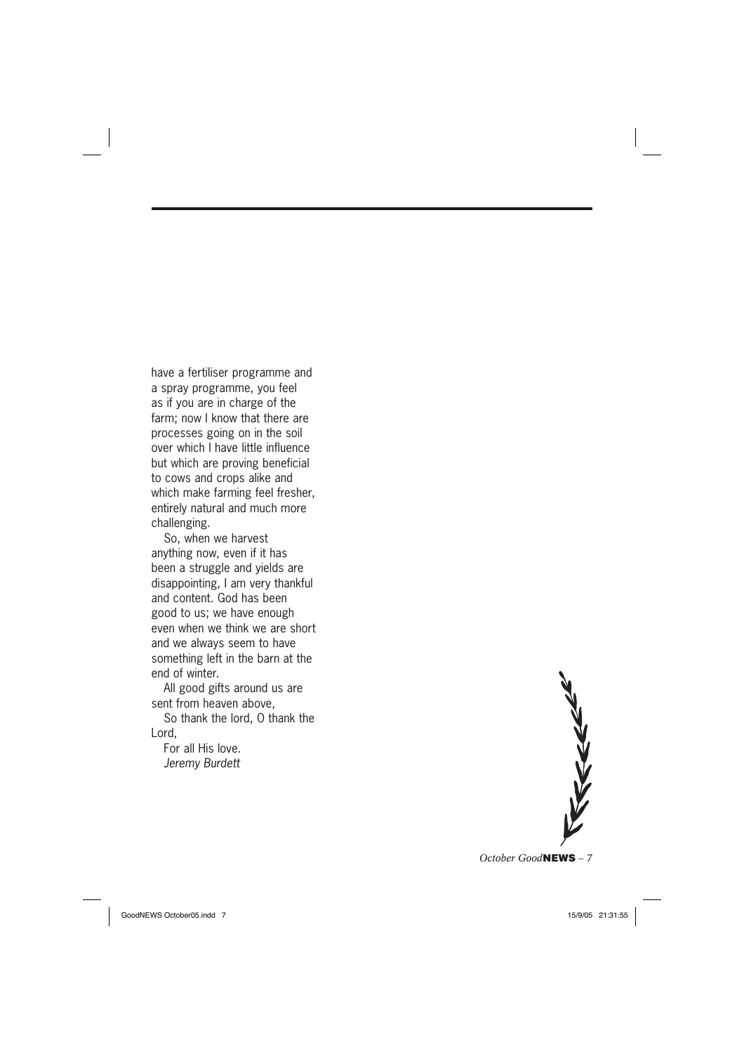have a fertiliser programme and a spray programme, you feel as if you are in charge of the farm; now I know that there are processes going on in the soil over which I have little influence but which are proving beneficial to cows and crops alike and which make farming feel fresher, entirely natural and much more challenging.

So, when we harvest anything now, even if it has been a struggle and yields are disappointing, I am very thankful and content. God has been good to us; we have enough even when we think we are short and we always seem to have something left in the barn at the end of winter.

All good gifts around us are sent from heaven above,

So thank the lord, O thank the Lord,

For all His love.

*Jeremy Burdett*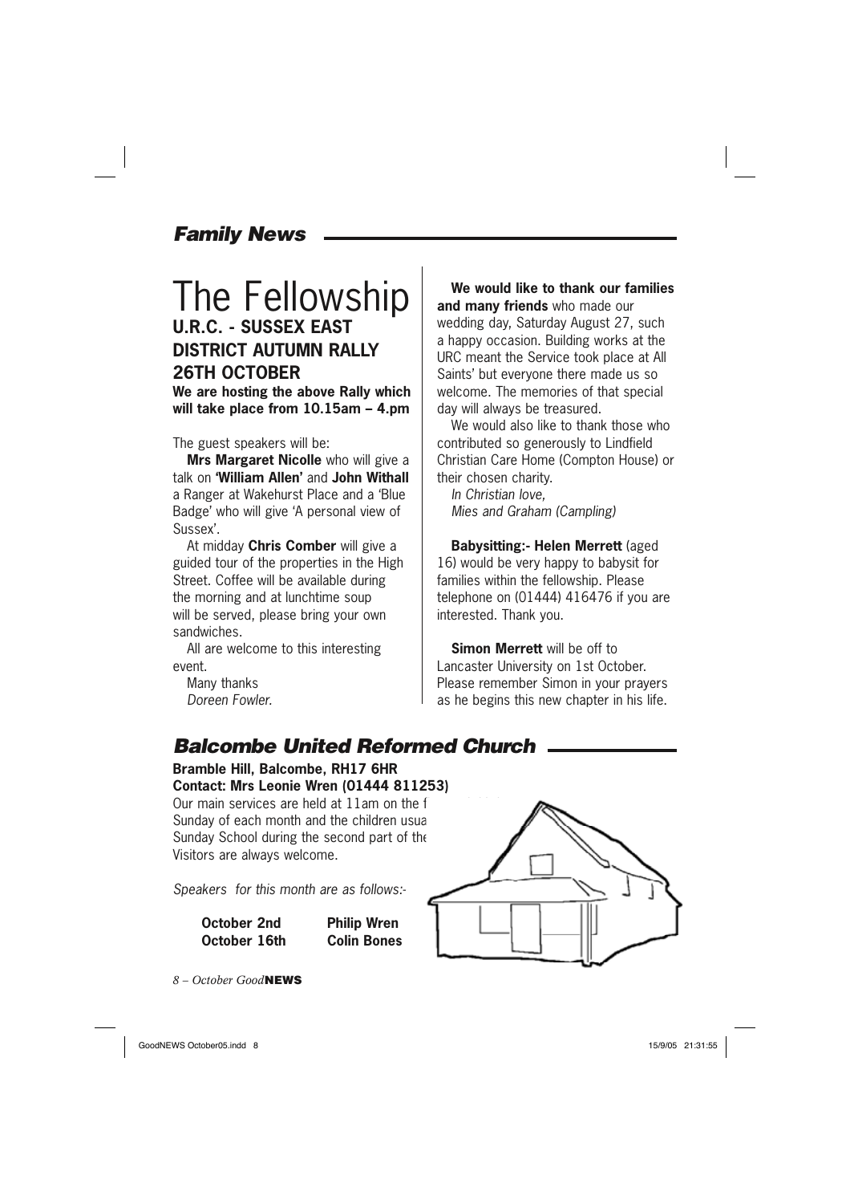## Family News

# The Fellowship

### U.R.C. - SUSSEX EAST DISTRICT AUTUMN RALLY 26TH OCTOBER

**We are hosting the above Rally which will take place from 10.15am – 4.pm**

The guest speakers will be:

**Mrs Margaret Nicolle** who will give a talk on **'William Allen'** and **John Withall** a Ranger at Wakehurst Place and a 'Blue Badge' who will give 'A personal view of Sussex'.

At midday **Chris Comber** will give a guided tour of the properties in the High Street. Coffee will be available during the morning and at lunchtime soup will be served, please bring your own sandwiches.

All are welcome to this interesting event.

Many thanks
*Doreen Fowler.*

**We would like to thank our families and many friends** who made our wedding day, Saturday August 27, such a happy occasion. Building works at the URC meant the Service took place at All Saints' but everyone there made us so welcome. The memories of that special day will always be treasured.

We would also like to thank those who contributed so generously to Lindfield Christian Care Home (Compton House) or their chosen charity.

*In Christian love,*
*Mies and Graham (Campling)*

**Babysitting:- Helen Merrett** (aged 16) would be very happy to babysit for families within the fellowship. Please telephone on (01444) 416476 if you are interested. Thank you.

**Simon Merrett** will be off to Lancaster University on 1st October. Please remember Simon in your prayers as he begins this new chapter in his life.

## Balcombe United Reformed Church

**Bramble Hill, Balcombe, RH17 6HR**
**Contact: Mrs Leonie Wren (01444 811253)**

Our main services are held at 11am on the f Sunday of each month and the children usua Sunday School during the second part of the Visitors are always welcome.

*Speakers for this month are as follows:-*

| | |
|---|---|
| **October 2nd** | **Philip Wren** |
| **October 16th** | **Colin Bones** |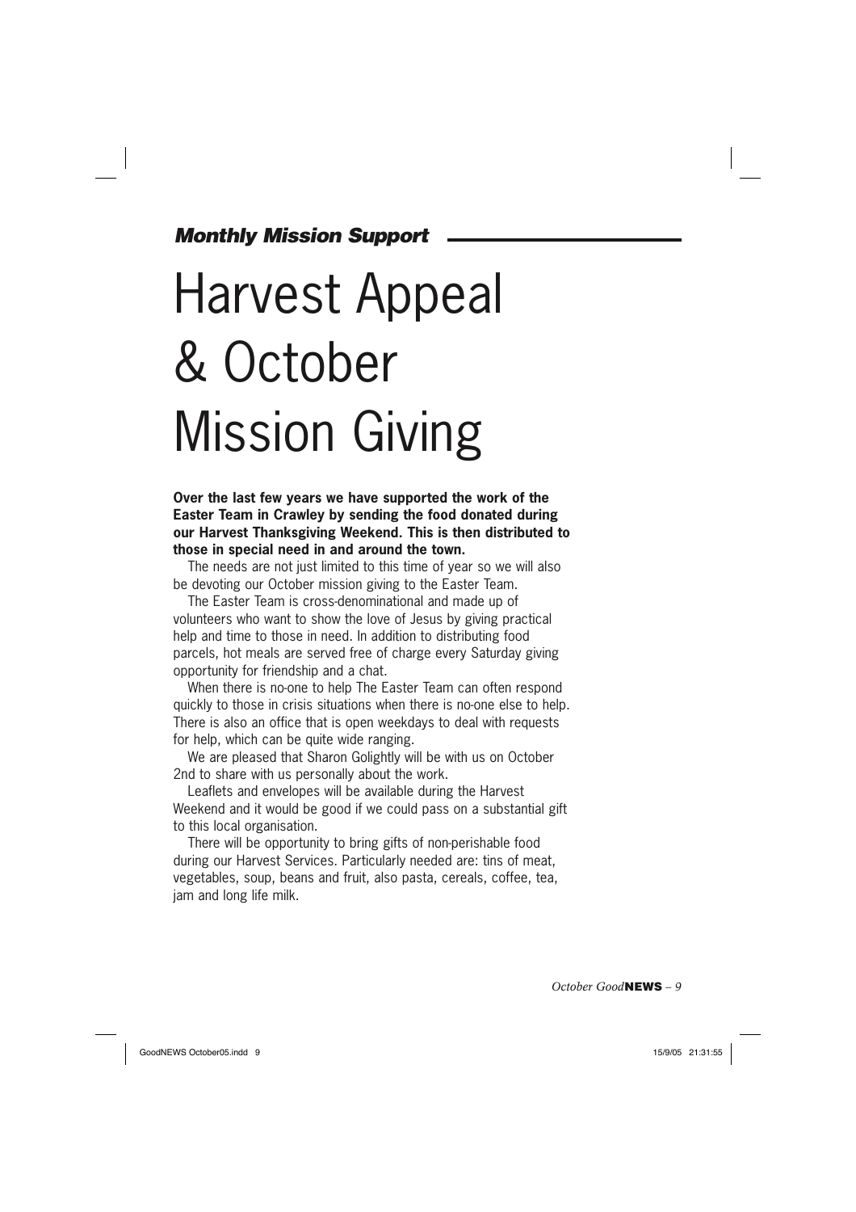***Monthly Mission Support***

# Harvest Appeal & October Mission Giving

**Over the last few years we have supported the work of the Easter Team in Crawley by sending the food donated during our Harvest Thanksgiving Weekend. This is then distributed to those in special need in and around the town.**

The needs are not just limited to this time of year so we will also be devoting our October mission giving to the Easter Team.

The Easter Team is cross-denominational and made up of volunteers who want to show the love of Jesus by giving practical help and time to those in need. In addition to distributing food parcels, hot meals are served free of charge every Saturday giving opportunity for friendship and a chat.

When there is no-one to help The Easter Team can often respond quickly to those in crisis situations when there is no-one else to help. There is also an office that is open weekdays to deal with requests for help, which can be quite wide ranging.

We are pleased that Sharon Golightly will be with us on October 2nd to share with us personally about the work.

Leaflets and envelopes will be available during the Harvest Weekend and it would be good if we could pass on a substantial gift to this local organisation.

There will be opportunity to bring gifts of non-perishable food during our Harvest Services. Particularly needed are: tins of meat, vegetables, soup, beans and fruit, also pasta, cereals, coffee, tea, jam and long life milk.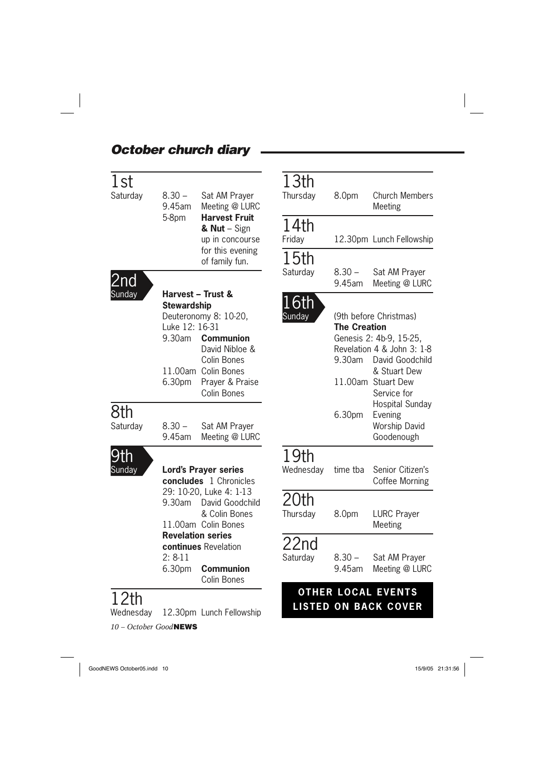## October church diary

### 1st
Saturday

8.30 – 9.45am Sat AM Prayer Meeting @ LURC

5-8pm **Harvest Fruit & Nut** – Sign up in concourse for this evening of family fun.

### 2nd
Sunday

**Harvest – Trust & Stewardship**
Deuteronomy 8: 10-20, Luke 12: 16-31

9.30am **Communion** David Nibloe & Colin Bones

11.00am Colin Bones

6.30pm Prayer & Praise Colin Bones

### 8th
Saturday

8.30 – 9.45am Sat AM Prayer Meeting @ LURC

### 9th
Sunday

**Lord's Prayer series concludes** 1 Chronicles 29: 10-20, Luke 4: 1-13

9.30am David Goodchild & Colin Bones

11.00am Colin Bones

**Revelation series continues** Revelation 2: 8-11

6.30pm **Communion** Colin Bones

### 12th
Wednesday

12.30pm Lunch Fellowship

### 13th
Thursday

8.0pm Church Members Meeting

### 14th
Friday

12.30pm Lunch Fellowship

### 15th
Saturday

8.30 – 9.45am Sat AM Prayer Meeting @ LURC

### 16th
Sunday

(9th before Christmas)
**The Creation**
Genesis 2: 4b-9, 15-25, Revelation 4 & John 3: 1-8

9.30am David Goodchild & Stuart Dew

11.00am Stuart Dew Service for Hospital Sunday

6.30pm Evening Worship David Goodenough

### 19th
Wednesday

time tba Senior Citizen's Coffee Morning

### 20th
Thursday

8.0pm LURC Prayer Meeting

### 22nd
Saturday

8.30 – 9.45am Sat AM Prayer Meeting @ LURC

**OTHER LOCAL EVENTS LISTED ON BACK COVER**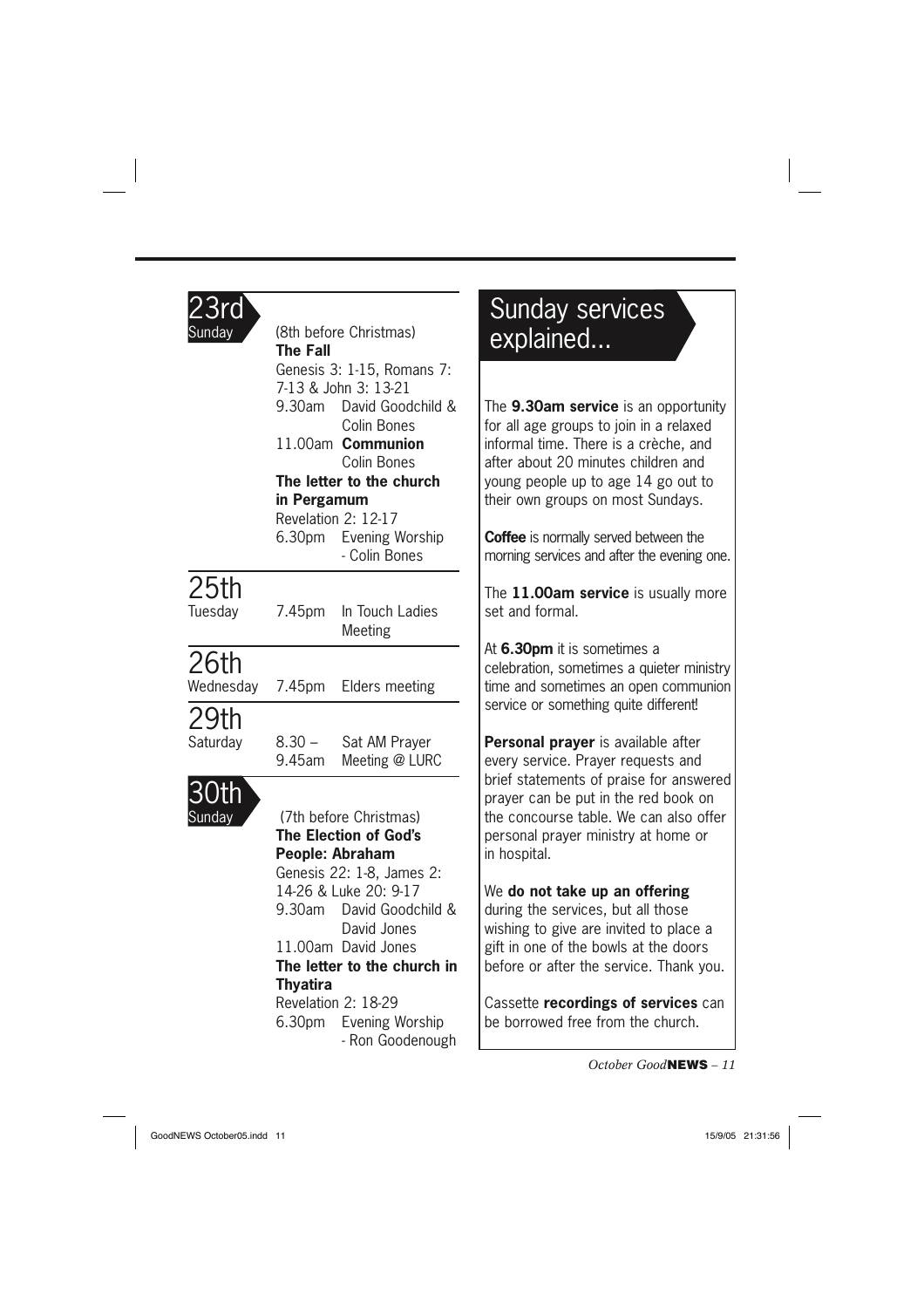## 23rd Sunday

(8th before Christmas)
**The Fall**
Genesis 3: 1-15, Romans 7: 7-13 & John 3: 13-21

9.30am David Goodchild & Colin Bones

11.00am **Communion** Colin Bones

**The letter to the church in Pergamum**
Revelation 2: 12-17

6.30pm Evening Worship - Colin Bones

## 25th Tuesday

7.45pm In Touch Ladies Meeting

## 26th Wednesday

7.45pm Elders meeting

## 29th Saturday

8.30 – 9.45am Sat AM Prayer Meeting @ LURC

## 30th Sunday

(7th before Christmas)
**The Election of God's People: Abraham**
Genesis 22: 1-8, James 2: 14-26 & Luke 20: 9-17

9.30am David Goodchild & David Jones

11.00am David Jones

**The letter to the church in Thyatira**
Revelation 2: 18-29

6.30pm Evening Worship - Ron Goodenough

# Sunday services explained...

The **9.30am service** is an opportunity for all age groups to join in a relaxed informal time. There is a crèche, and after about 20 minutes children and young people up to age 14 go out to their own groups on most Sundays.

**Coffee** is normally served between the morning services and after the evening one.

The **11.00am service** is usually more set and formal.

At **6.30pm** it is sometimes a celebration, sometimes a quieter ministry time and sometimes an open communion service or something quite different!

**Personal prayer** is available after every service. Prayer requests and brief statements of praise for answered prayer can be put in the red book on the concourse table. We can also offer personal prayer ministry at home or in hospital.

We **do not take up an offering** during the services, but all those wishing to give are invited to place a gift in one of the bowls at the doors before or after the service. Thank you.

Cassette **recordings of services** can be borrowed free from the church.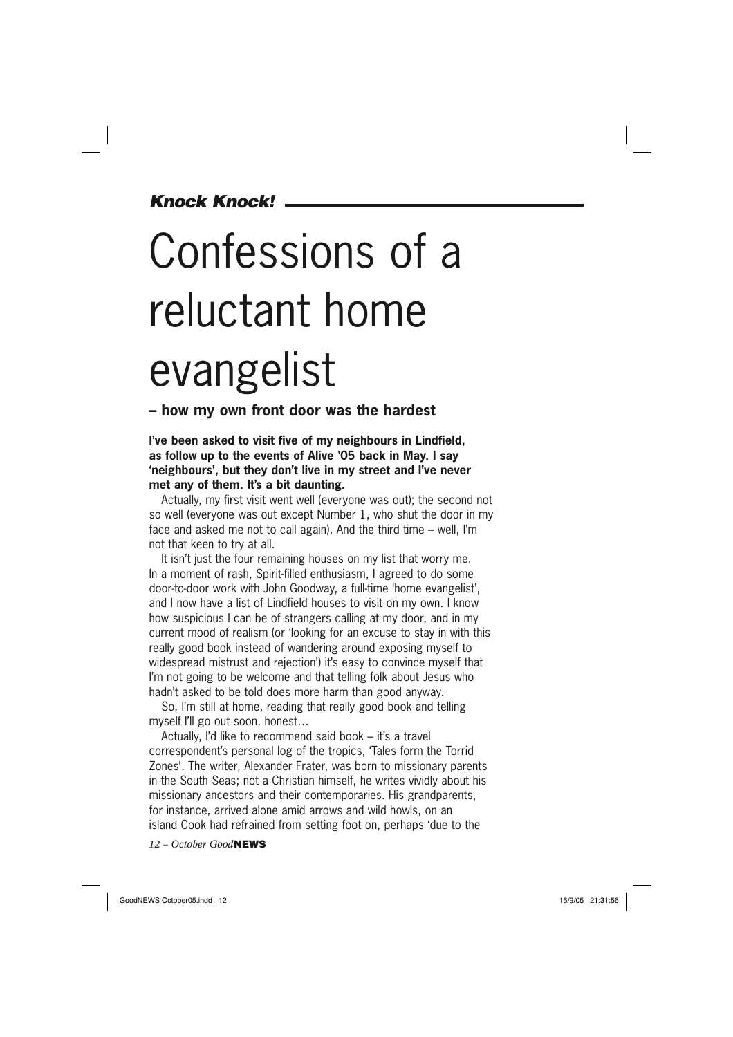***Knock Knock!***

# Confessions of a reluctant home evangelist

**– how my own front door was the hardest**

**I've been asked to visit five of my neighbours in Lindfield, as follow up to the events of Alive '05 back in May. I say 'neighbours', but they don't live in my street and I've never met any of them. It's a bit daunting.**

Actually, my first visit went well (everyone was out); the second not so well (everyone was out except Number 1, who shut the door in my face and asked me not to call again). And the third time – well, I'm not that keen to try at all.

It isn't just the four remaining houses on my list that worry me. In a moment of rash, Spirit-filled enthusiasm, I agreed to do some door-to-door work with John Goodway, a full-time 'home evangelist', and I now have a list of Lindfield houses to visit on my own. I know how suspicious I can be of strangers calling at my door, and in my current mood of realism (or 'looking for an excuse to stay in with this really good book instead of wandering around exposing myself to widespread mistrust and rejection') it's easy to convince myself that I'm not going to be welcome and that telling folk about Jesus who hadn't asked to be told does more harm than good anyway.

So, I'm still at home, reading that really good book and telling myself I'll go out soon, honest…

Actually, I'd like to recommend said book – it's a travel correspondent's personal log of the tropics, 'Tales form the Torrid Zones'. The writer, Alexander Frater, was born to missionary parents in the South Seas; not a Christian himself, he writes vividly about his missionary ancestors and their contemporaries. His grandparents, for instance, arrived alone amid arrows and wild howls, on an island Cook had refrained from setting foot on, perhaps 'due to the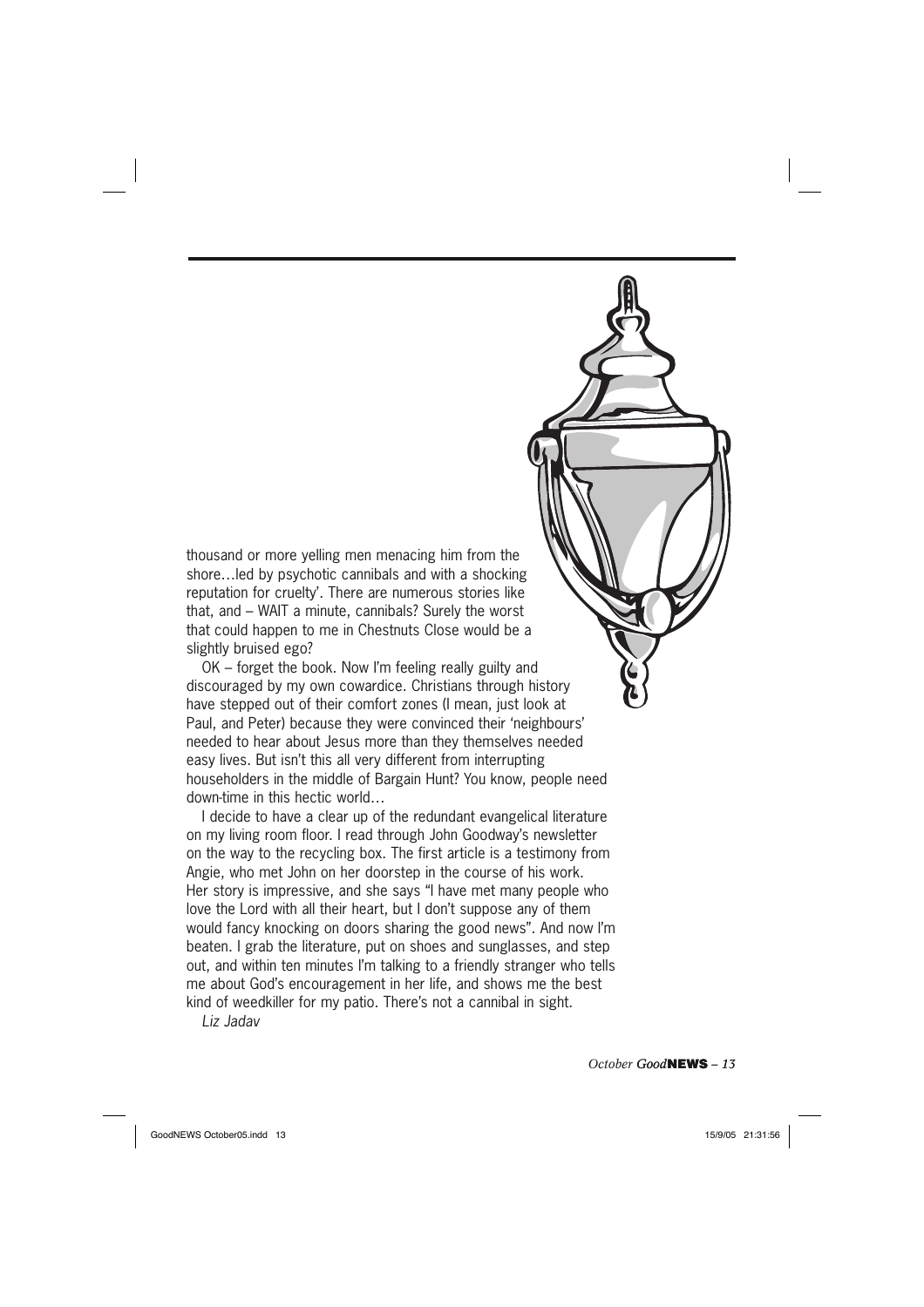thousand or more yelling men menacing him from the shore…led by psychotic cannibals and with a shocking reputation for cruelty'. There are numerous stories like that, and – WAIT a minute, cannibals? Surely the worst that could happen to me in Chestnuts Close would be a slightly bruised ego?

OK – forget the book. Now I'm feeling really guilty and discouraged by my own cowardice. Christians through history have stepped out of their comfort zones (I mean, just look at Paul, and Peter) because they were convinced their 'neighbours' needed to hear about Jesus more than they themselves needed easy lives. But isn't this all very different from interrupting householders in the middle of Bargain Hunt? You know, people need down-time in this hectic world…

I decide to have a clear up of the redundant evangelical literature on my living room floor. I read through John Goodway's newsletter on the way to the recycling box. The first article is a testimony from Angie, who met John on her doorstep in the course of his work. Her story is impressive, and she says "I have met many people who love the Lord with all their heart, but I don't suppose any of them would fancy knocking on doors sharing the good news". And now I'm beaten. I grab the literature, put on shoes and sunglasses, and step out, and within ten minutes I'm talking to a friendly stranger who tells me about God's encouragement in her life, and shows me the best kind of weedkiller for my patio. There's not a cannibal in sight.

*Liz Jadav*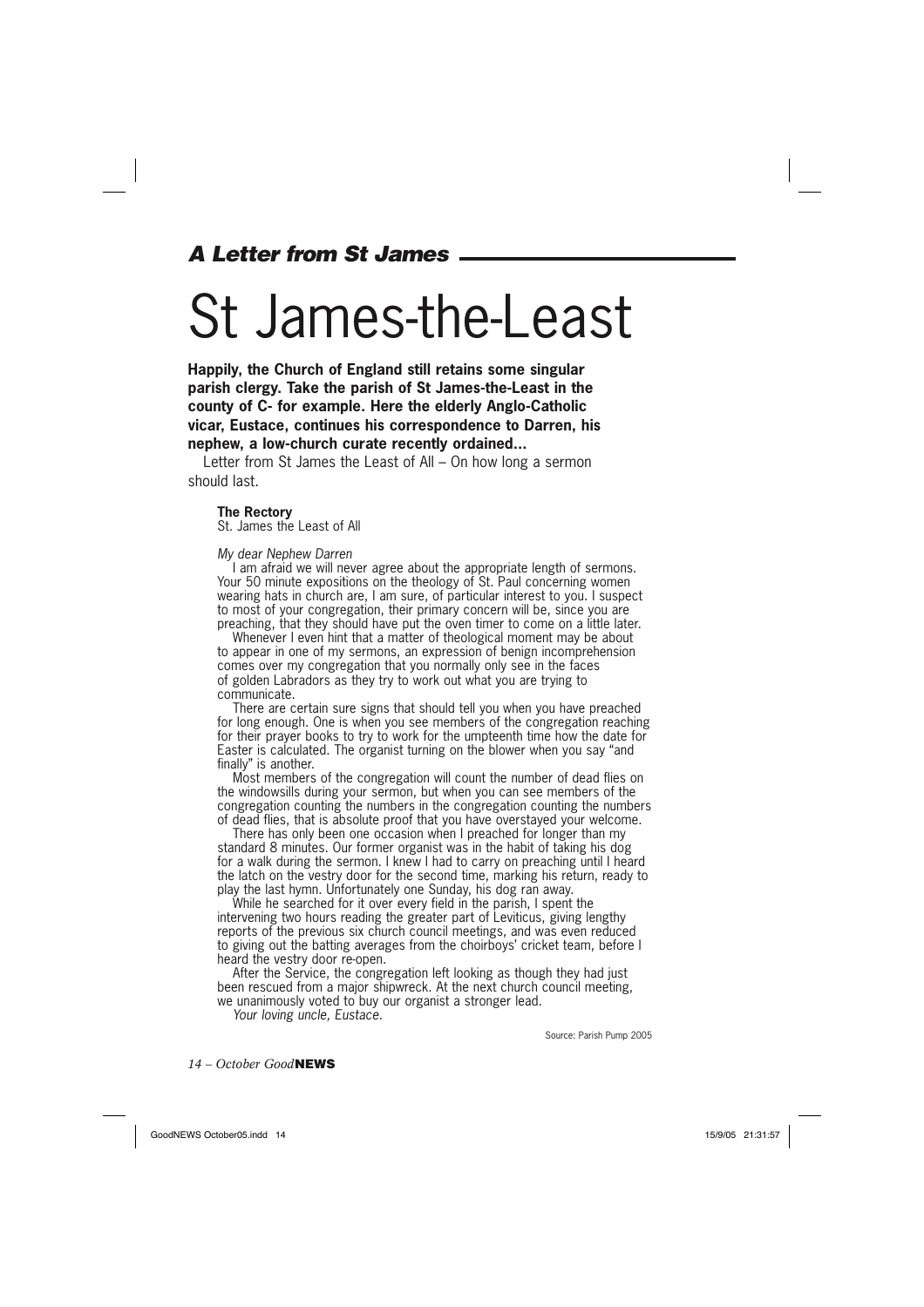## *A Letter from St James*

# St James-the-Least

**Happily, the Church of England still retains some singular parish clergy. Take the parish of St James-the-Least in the county of C- for example. Here the elderly Anglo-Catholic vicar, Eustace, continues his correspondence to Darren, his nephew, a low-church curate recently ordained...**

Letter from St James the Least of All – On how long a sermon should last.

**The Rectory**
St. James the Least of All

*My dear Nephew Darren*

I am afraid we will never agree about the appropriate length of sermons. Your 50 minute expositions on the theology of St. Paul concerning women wearing hats in church are, I am sure, of particular interest to you. I suspect to most of your congregation, their primary concern will be, since you are preaching, that they should have put the oven timer to come on a little later.

Whenever I even hint that a matter of theological moment may be about to appear in one of my sermons, an expression of benign incomprehension comes over my congregation that you normally only see in the faces of golden Labradors as they try to work out what you are trying to communicate.

There are certain sure signs that should tell you when you have preached for long enough. One is when you see members of the congregation reaching for their prayer books to try to work for the umpteenth time how the date for Easter is calculated. The organist turning on the blower when you say "and finally" is another.

Most members of the congregation will count the number of dead flies on the windowsills during your sermon, but when you can see members of the congregation counting the numbers in the congregation counting the numbers of dead flies, that is absolute proof that you have overstayed your welcome.

There has only been one occasion when I preached for longer than my standard 8 minutes. Our former organist was in the habit of taking his dog for a walk during the sermon. I knew I had to carry on preaching until I heard the latch on the vestry door for the second time, marking his return, ready to play the last hymn. Unfortunately one Sunday, his dog ran away.

While he searched for it over every field in the parish, I spent the intervening two hours reading the greater part of Leviticus, giving lengthy reports of the previous six church council meetings, and was even reduced to giving out the batting averages from the choirboys' cricket team, before I heard the vestry door re-open.

After the Service, the congregation left looking as though they had just been rescued from a major shipwreck. At the next church council meeting, we unanimously voted to buy our organist a stronger lead.

*Your loving uncle, Eustace.*

Source: Parish Pump 2005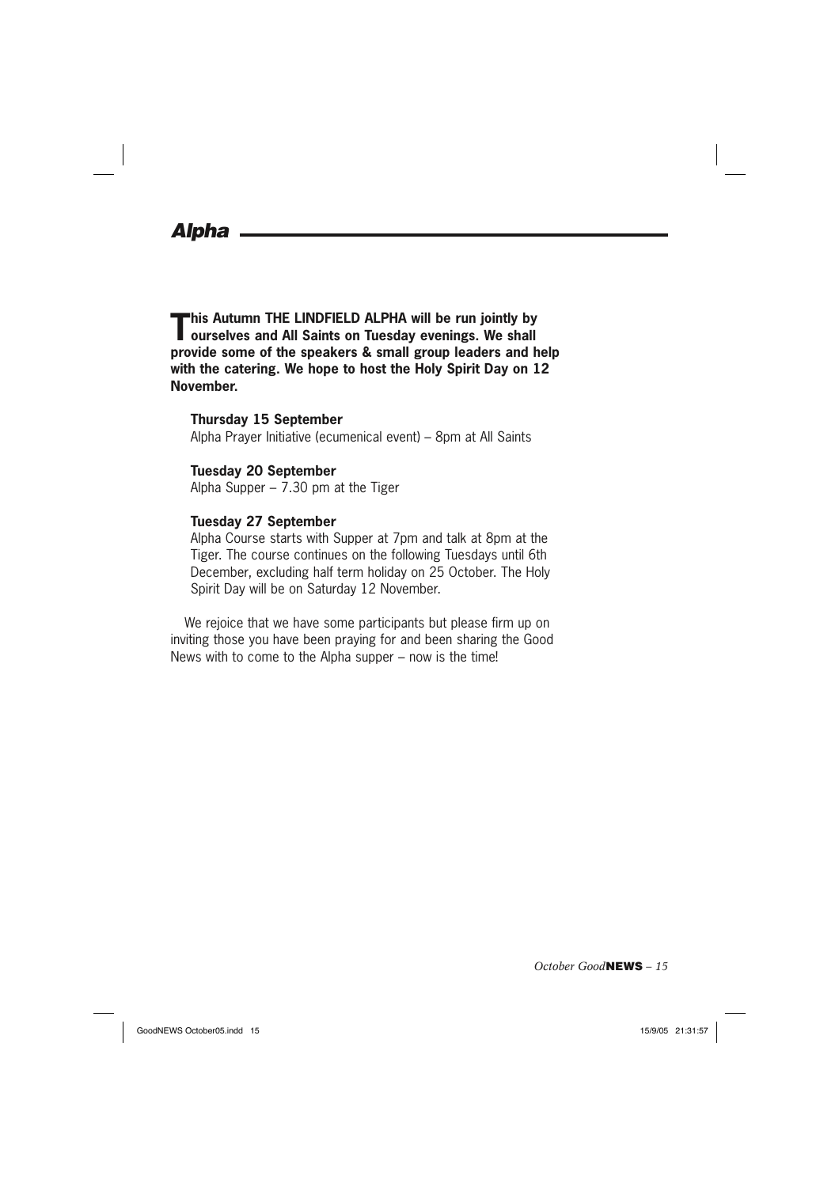## Alpha

**This Autumn THE LINDFIELD ALPHA will be run jointly by ourselves and All Saints on Tuesday evenings. We shall provide some of the speakers & small group leaders and help with the catering. We hope to host the Holy Spirit Day on 12 November.**

**Thursday 15 September**
Alpha Prayer Initiative (ecumenical event) – 8pm at All Saints

**Tuesday 20 September**
Alpha Supper – 7.30 pm at the Tiger

**Tuesday 27 September**
Alpha Course starts with Supper at 7pm and talk at 8pm at the Tiger. The course continues on the following Tuesdays until 6th December, excluding half term holiday on 25 October. The Holy Spirit Day will be on Saturday 12 November.

We rejoice that we have some participants but please firm up on inviting those you have been praying for and been sharing the Good News with to come to the Alpha supper – now is the time!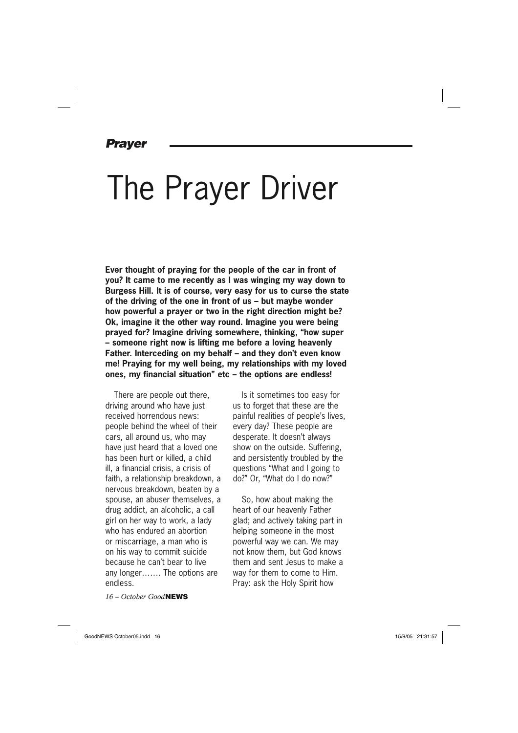*Prayer*

# The Prayer Driver

**Ever thought of praying for the people of the car in front of you? It came to me recently as I was winging my way down to Burgess Hill. It is of course, very easy for us to curse the state of the driving of the one in front of us – but maybe wonder how powerful a prayer or two in the right direction might be? Ok, imagine it the other way round. Imagine you were being prayed for? Imagine driving somewhere, thinking, "how super – someone right now is lifting me before a loving heavenly Father. Interceding on my behalf – and they don't even know me! Praying for my well being, my relationships with my loved ones, my financial situation" etc – the options are endless!**

There are people out there, driving around who have just received horrendous news: people behind the wheel of their cars, all around us, who may have just heard that a loved one has been hurt or killed, a child ill, a financial crisis, a crisis of faith, a relationship breakdown, a nervous breakdown, beaten by a spouse, an abuser themselves, a drug addict, an alcoholic, a call girl on her way to work, a lady who has endured an abortion or miscarriage, a man who is on his way to commit suicide because he can't bear to live any longer……. The options are endless.

Is it sometimes too easy for us to forget that these are the painful realities of people's lives, every day? These people are desperate. It doesn't always show on the outside. Suffering, and persistently troubled by the questions "What and I going to do?" Or, "What do I do now?"

So, how about making the heart of our heavenly Father glad; and actively taking part in helping someone in the most powerful way we can. We may not know them, but God knows them and sent Jesus to make a way for them to come to Him. Pray: ask the Holy Spirit how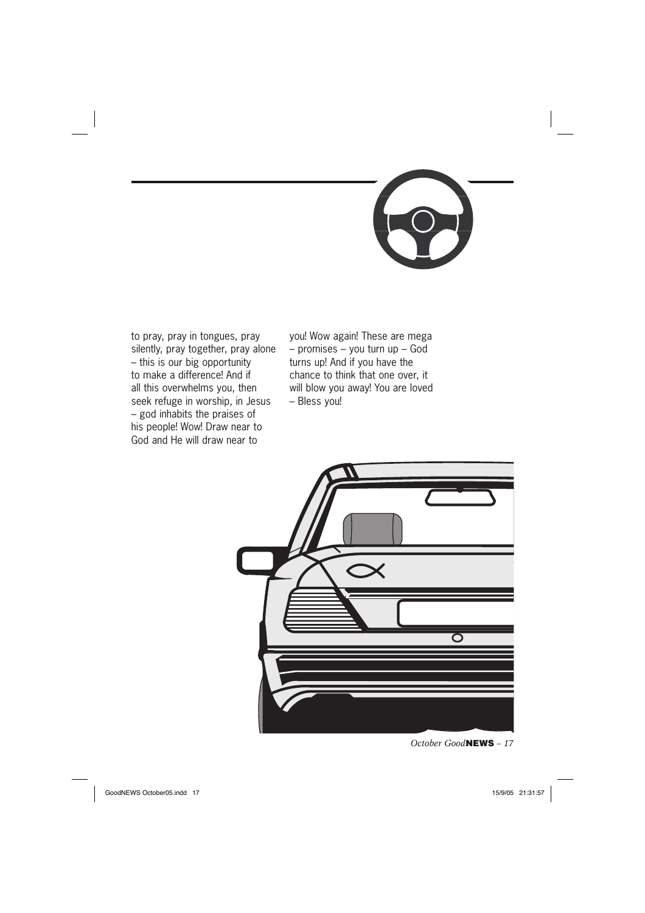to pray, pray in tongues, pray silently, pray together, pray alone – this is our big opportunity to make a difference! And if all this overwhelms you, then seek refuge in worship, in Jesus – god inhabits the praises of his people! Wow! Draw near to God and He will draw near to you! Wow again! These are mega – promises – you turn up – God turns up! And if you have the chance to think that one over, it will blow you away! You are loved – Bless you!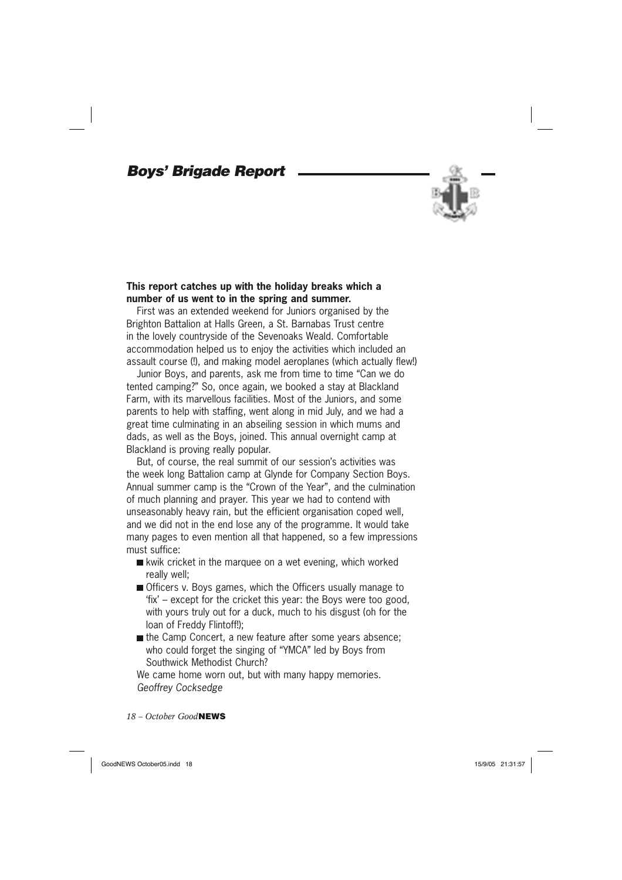## *Boys' Brigade Report*

**This report catches up with the holiday breaks which a number of us went to in the spring and summer.**

First was an extended weekend for Juniors organised by the Brighton Battalion at Halls Green, a St. Barnabas Trust centre in the lovely countryside of the Sevenoaks Weald. Comfortable accommodation helped us to enjoy the activities which included an assault course (!), and making model aeroplanes (which actually flew!)

Junior Boys, and parents, ask me from time to time "Can we do tented camping?" So, once again, we booked a stay at Blackland Farm, with its marvellous facilities. Most of the Juniors, and some parents to help with staffing, went along in mid July, and we had a great time culminating in an abseiling session in which mums and dads, as well as the Boys, joined. This annual overnight camp at Blackland is proving really popular.

But, of course, the real summit of our session's activities was the week long Battalion camp at Glynde for Company Section Boys. Annual summer camp is the "Crown of the Year", and the culmination of much planning and prayer. This year we had to contend with unseasonably heavy rain, but the efficient organisation coped well, and we did not in the end lose any of the programme. It would take many pages to even mention all that happened, so a few impressions must suffice:

- kwik cricket in the marquee on a wet evening, which worked really well;
- Officers v. Boys games, which the Officers usually manage to 'fix' – except for the cricket this year: the Boys were too good, with yours truly out for a duck, much to his disgust (oh for the loan of Freddy Flintoff!);
- the Camp Concert, a new feature after some years absence; who could forget the singing of "YMCA" led by Boys from Southwick Methodist Church?

We came home worn out, but with many happy memories.
*Geoffrey Cocksedge*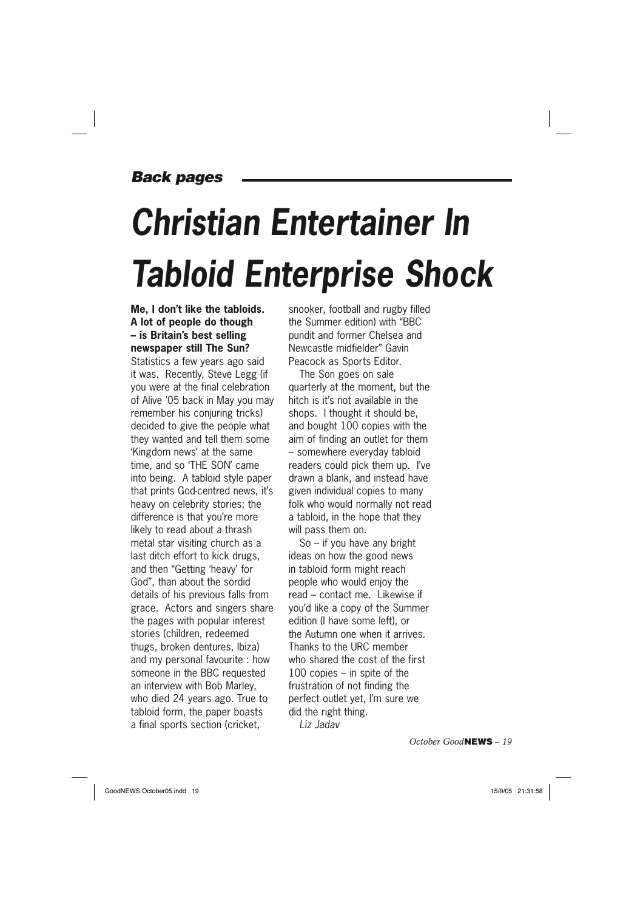*Back pages*

# *Christian Entertainer In Tabloid Enterprise Shock*

**Me, I don't like the tabloids. A lot of people do though – is Britain's best selling newspaper still The Sun?** Statistics a few years ago said it was. Recently, Steve Legg (if you were at the final celebration of Alive '05 back in May you may remember his conjuring tricks) decided to give the people what they wanted and tell them some 'Kingdom news' at the same time, and so 'THE SON' came into being. A tabloid style paper that prints God-centred news, it's heavy on celebrity stories; the difference is that you're more likely to read about a thrash metal star visiting church as a last ditch effort to kick drugs, and then "Getting 'heavy' for God", than about the sordid details of his previous falls from grace. Actors and singers share the pages with popular interest stories (children, redeemed thugs, broken dentures, Ibiza) and my personal favourite : how someone in the BBC requested an interview with Bob Marley, who died 24 years ago. True to tabloid form, the paper boasts a final sports section (cricket, snooker, football and rugby filled the Summer edition) with "BBC pundit and former Chelsea and Newcastle midfielder" Gavin Peacock as Sports Editor.

The Son goes on sale quarterly at the moment, but the hitch is it's not available in the shops. I thought it should be, and bought 100 copies with the aim of finding an outlet for them – somewhere everyday tabloid readers could pick them up. I've drawn a blank, and instead have given individual copies to many folk who would normally not read a tabloid, in the hope that they will pass them on.

So – if you have any bright ideas on how the good news in tabloid form might reach people who would enjoy the read – contact me. Likewise if you'd like a copy of the Summer edition (I have some left), or the Autumn one when it arrives. Thanks to the URC member who shared the cost of the first 100 copies – in spite of the frustration of not finding the perfect outlet yet, I'm sure we did the right thing.

*Liz Jadav*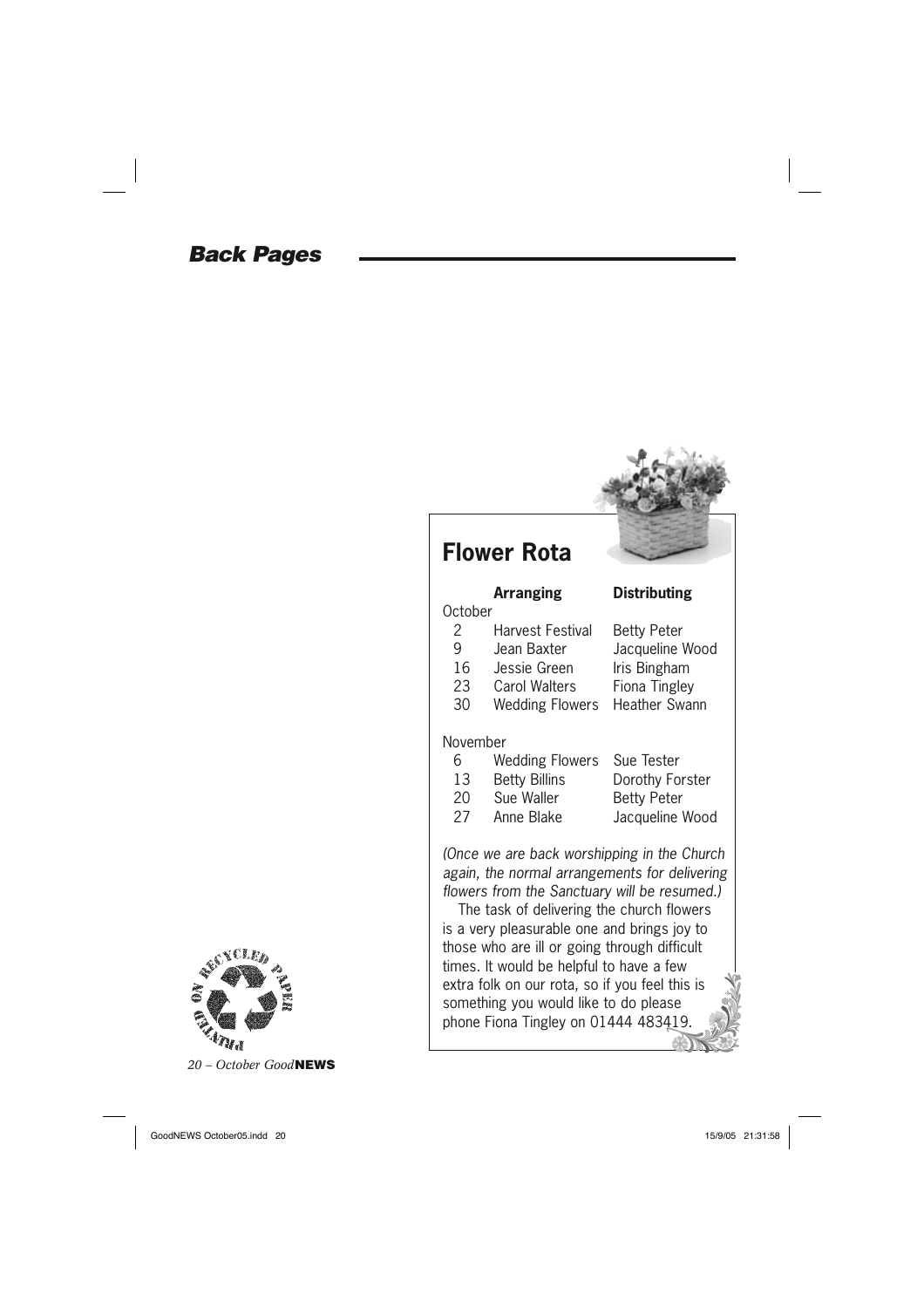## Back Pages

## Flower Rota

| | Arranging | Distributing |
|---|---|---|
| **October** | | |
| 2 | Harvest Festival | Betty Peter |
| 9 | Jean Baxter | Jacqueline Wood |
| 16 | Jessie Green | Iris Bingham |
| 23 | Carol Walters | Fiona Tingley |
| 30 | Wedding Flowers | Heather Swann |
| **November** | | |
| 6 | Wedding Flowers | Sue Tester |
| 13 | Betty Billins | Dorothy Forster |
| 20 | Sue Waller | Betty Peter |
| 27 | Anne Blake | Jacqueline Wood |

*(Once we are back worshipping in the Church again, the normal arrangements for delivering flowers from the Sanctuary will be resumed.)*

The task of delivering the church flowers is a very pleasurable one and brings joy to those who are ill or going through difficult times. It would be helpful to have a few extra folk on our rota, so if you feel this is something you would like to do please phone Fiona Tingley on 01444 483419.

PRINTED ON RECYCLED PAPER